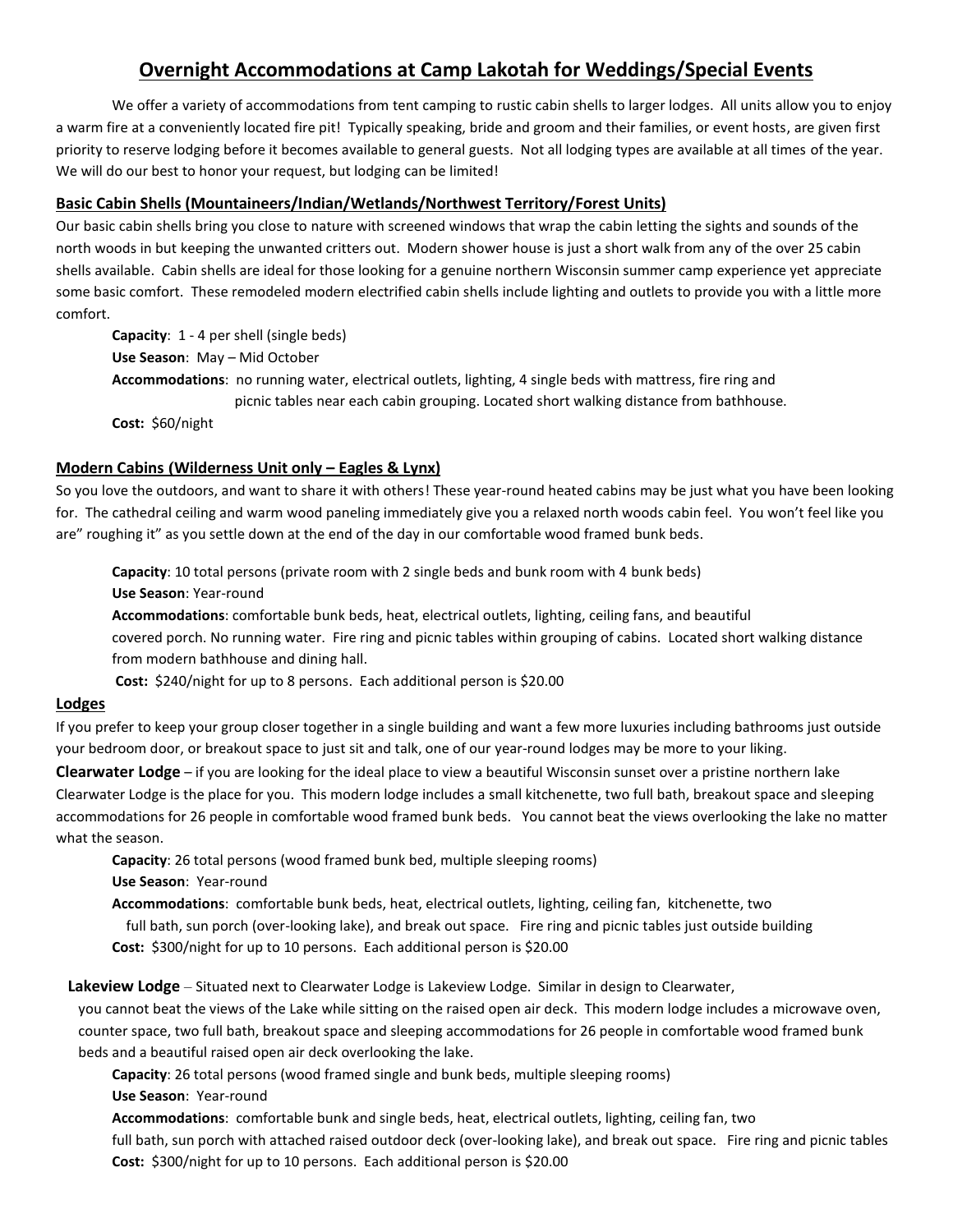# Overnight Accommodations at Camp Lakotah for Weddings/Special Events

We offer a variety of accommodations from tent camping to rustic cabin shells to larger lodges. All units allow you to enjoy a warm fire at a conveniently located fire pit! Typically speaking, bride and groom and their families, or event hosts, are given first priority to reserve lodging before it becomes available to general guests. Not all lodging types are available at all times of the year. We will do our best to honor your request, but lodging can be limited!

## Basic Cabin Shells (Mountaineers/Indian/Wetlands/Northwest Territory/Forest Units)

Our basic cabin shells bring you close to nature with screened windows that wrap the cabin letting the sights and sounds of the north woods in but keeping the unwanted critters out. Modern shower house is just a short walk from any of the over 25 cabin shells available. Cabin shells are ideal for those looking for a genuine northern Wisconsin summer camp experience yet appreciate some basic comfort. These remodeled modern electrified cabin shells include lighting and outlets to provide you with a little more comfort.

**Capacity**: 1 - 4 per shell (single beds)

**Use Season**: May – Mid October

**Accommodations**: no running water, electrical outlets, lighting, 4 single beds with mattress, fire ring and picnic tables near each cabin grouping. Located short walking distance from bathhouse.

**Cost:** $60/night

## Modern Cabins (Wilderness Unit only – Eagles & Lynx)

So you love the outdoors, and want to share it with others! These year-round heated cabins may be just what you have been looking for. The cathedral ceiling and warm wood paneling immediately give you a relaxed north woods cabin feel. You won't feel like you are" roughing it" as you settle down at the end of the day in our comfortable wood framed bunk beds.

**Capacity**: 10 total persons (private room with 2 single beds and bunk room with 4 bunk beds)

**Use Season**: Year-round

**Accommodations**: comfortable bunk beds, heat, electrical outlets, lighting, ceiling fans, and beautiful covered porch. No running water. Fire ring and picnic tables within grouping of cabins. Located short walking distance from modern bathhouse and dining hall.

**Cost:** $240/night for up to 8 persons. Each additional person is $20.00

## Lodges

If you prefer to keep your group closer together in a single building and want a few more luxuries including bathrooms just outside your bedroom door, or breakout space to just sit and talk, one of our year-round lodges may be more to your liking.

**Clearwater Lodge** – if you are looking for the ideal place to view a beautiful Wisconsin sunset over a pristine northern lake Clearwater Lodge is the place for you. This modern lodge includes a small kitchenette, two full bath, breakout space and sleeping accommodations for 26 people in comfortable wood framed bunk beds. You cannot beat the views overlooking the lake no matter what the season.

**Capacity**: 26 total persons (wood framed bunk bed, multiple sleeping rooms)

**Use Season**: Year-round

**Accommodations**: comfortable bunk beds, heat, electrical outlets, lighting, ceiling fan, kitchenette, two full bath, sun porch (over-looking lake), and break out space. Fire ring and picnic tables just outside building

**Cost:** $300/night for up to 10 persons. Each additional person is $20.00

**Lakeview Lodge** – Situated next to Clearwater Lodge is Lakeview Lodge. Similar in design to Clearwater, you cannot beat the views of the Lake while sitting on the raised open air deck. This modern lodge includes a microwave oven, counter space, two full bath, breakout space and sleeping accommodations for 26 people in comfortable wood framed bunk beds and a beautiful raised open air deck overlooking the lake.

**Capacity**: 26 total persons (wood framed single and bunk beds, multiple sleeping rooms)

**Use Season**: Year-round

**Accommodations**: comfortable bunk and single beds, heat, electrical outlets, lighting, ceiling fan, two full bath, sun porch with attached raised outdoor deck (over-looking lake), and break out space. Fire ring and picnic tables

**Cost:** $300/night for up to 10 persons. Each additional person is $20.00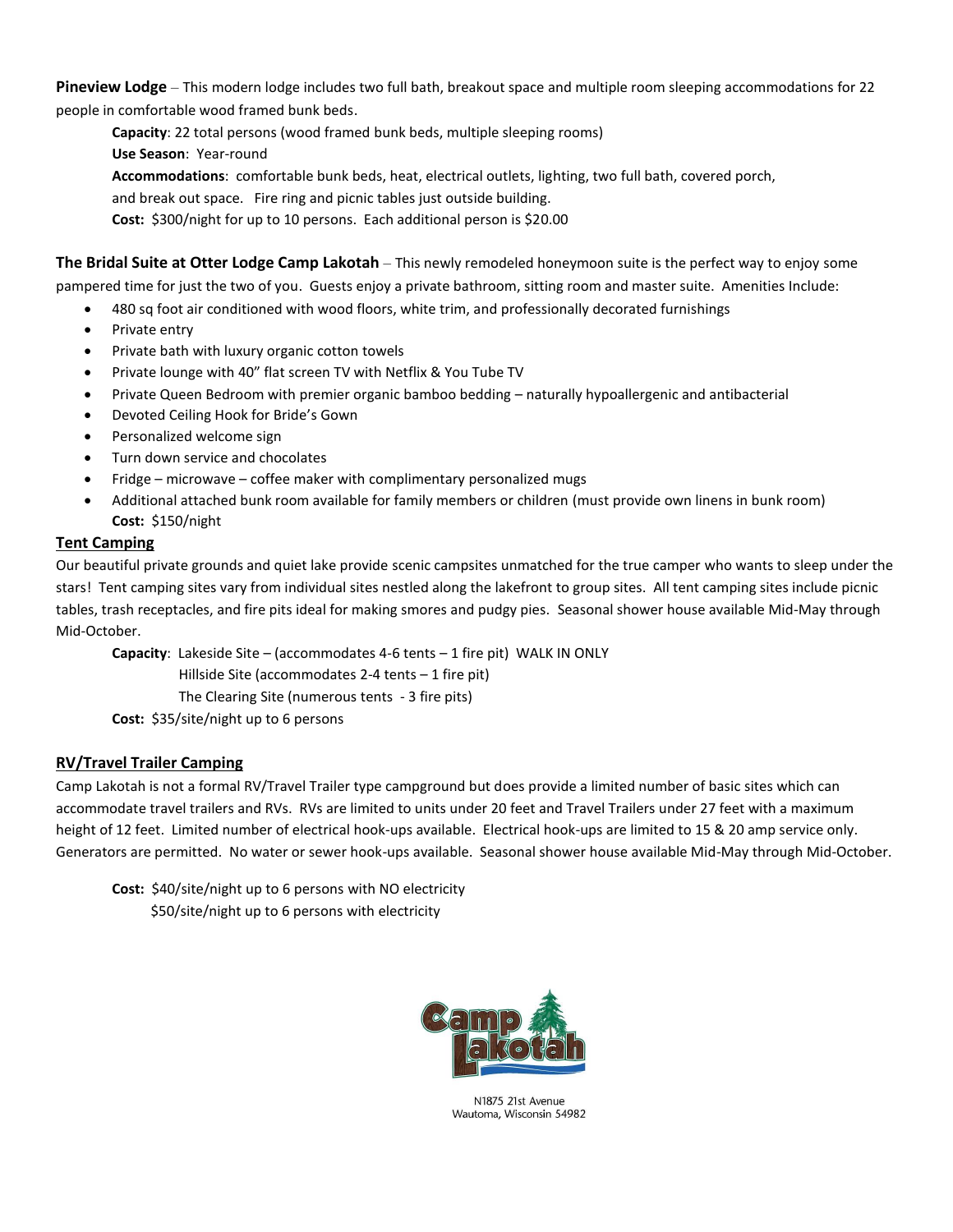**Pineview Lodge** – This modern lodge includes two full bath, breakout space and multiple room sleeping accommodations for 22 people in comfortable wood framed bunk beds.

**Capacity**: 22 total persons (wood framed bunk beds, multiple sleeping rooms)
**Use Season**: Year-round
**Accommodations**: comfortable bunk beds, heat, electrical outlets, lighting, two full bath, covered porch, and break out space. Fire ring and picnic tables just outside building.
**Cost:** $300/night for up to 10 persons. Each additional person is $20.00

**The Bridal Suite at Otter Lodge Camp Lakotah** – This newly remodeled honeymoon suite is the perfect way to enjoy some pampered time for just the two of you. Guests enjoy a private bathroom, sitting room and master suite. Amenities Include:

- 480 sq foot air conditioned with wood floors, white trim, and professionally decorated furnishings
- Private entry
- Private bath with luxury organic cotton towels
- Private lounge with 40" flat screen TV with Netflix & You Tube TV
- Private Queen Bedroom with premier organic bamboo bedding – naturally hypoallergenic and antibacterial
- Devoted Ceiling Hook for Bride's Gown
- Personalized welcome sign
- Turn down service and chocolates
- Fridge – microwave – coffee maker with complimentary personalized mugs
- Additional attached bunk room available for family members or children (must provide own linens in bunk room)

**Cost:** $150/night

## Tent Camping

Our beautiful private grounds and quiet lake provide scenic campsites unmatched for the true camper who wants to sleep under the stars! Tent camping sites vary from individual sites nestled along the lakefront to group sites. All tent camping sites include picnic tables, trash receptacles, and fire pits ideal for making smores and pudgy pies. Seasonal shower house available Mid-May through Mid-October.

**Capacity**: Lakeside Site – (accommodates 4-6 tents – 1 fire pit) WALK IN ONLY
Hillside Site (accommodates 2-4 tents – 1 fire pit)
The Clearing Site (numerous tents - 3 fire pits)
**Cost:** $35/site/night up to 6 persons

## RV/Travel Trailer Camping

Camp Lakotah is not a formal RV/Travel Trailer type campground but does provide a limited number of basic sites which can accommodate travel trailers and RVs. RVs are limited to units under 20 feet and Travel Trailers under 27 feet with a maximum height of 12 feet. Limited number of electrical hook-ups available. Electrical hook-ups are limited to 15 & 20 amp service only. Generators are permitted. No water or sewer hook-ups available. Seasonal shower house available Mid-May through Mid-October.

**Cost:** $40/site/night up to 6 persons with NO electricity
$50/site/night up to 6 persons with electricity

Camp Lakotah
N1875 21st Avenue
Wautoma, Wisconsin 54982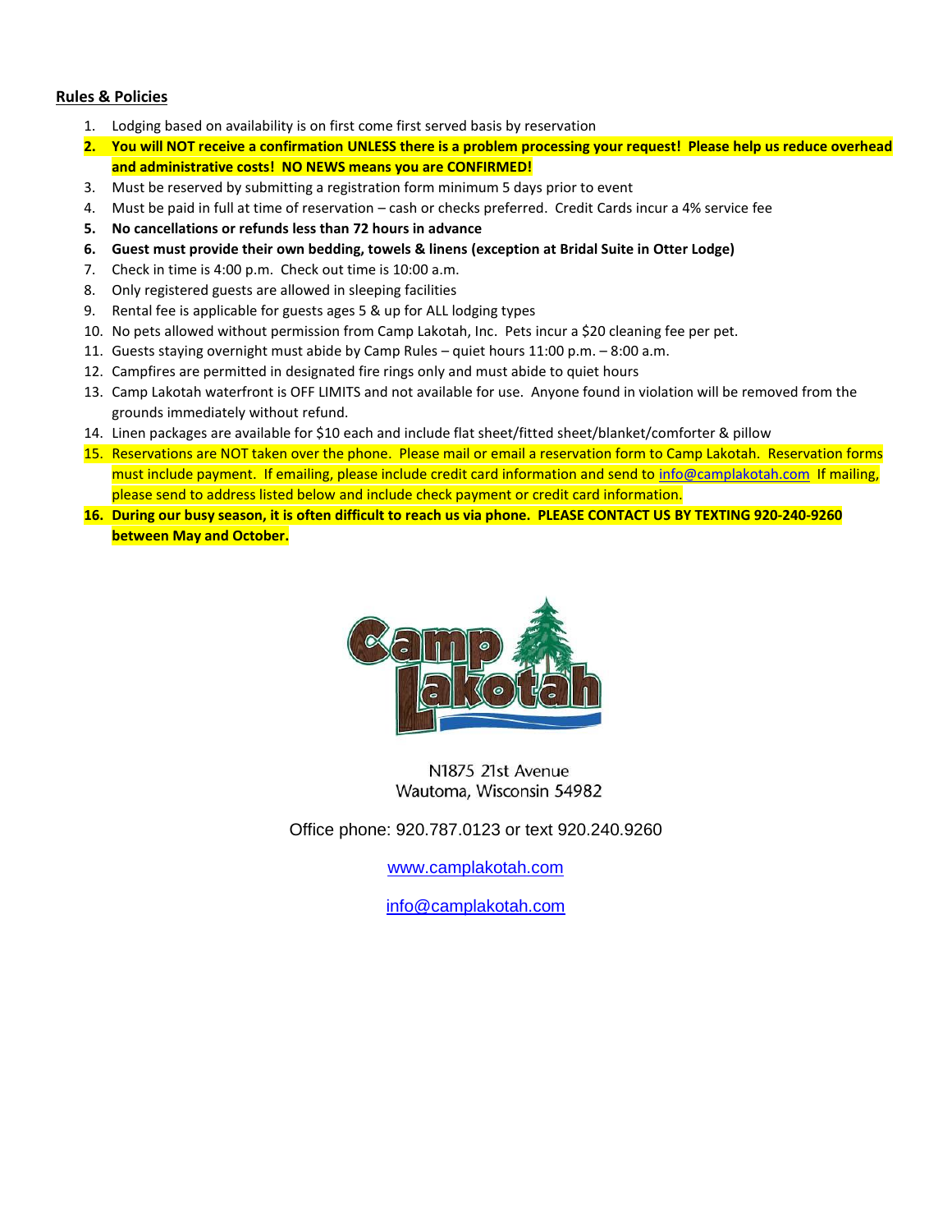**Rules & Policies**

1. Lodging based on availability is on first come first served basis by reservation
2. **You will NOT receive a confirmation UNLESS there is a problem processing your request! Please help us reduce overhead and administrative costs! NO NEWS means you are CONFIRMED!**
3. Must be reserved by submitting a registration form minimum 5 days prior to event
4. Must be paid in full at time of reservation – cash or checks preferred. Credit Cards incur a 4% service fee
5. **No cancellations or refunds less than 72 hours in advance**
6. **Guest must provide their own bedding, towels & linens (exception at Bridal Suite in Otter Lodge)**
7. Check in time is 4:00 p.m. Check out time is 10:00 a.m.
8. Only registered guests are allowed in sleeping facilities
9. Rental fee is applicable for guests ages 5 & up for ALL lodging types
10. No pets allowed without permission from Camp Lakotah, Inc. Pets incur a $20 cleaning fee per pet.
11. Guests staying overnight must abide by Camp Rules – quiet hours 11:00 p.m. – 8:00 a.m.
12. Campfires are permitted in designated fire rings only and must abide to quiet hours
13. Camp Lakotah waterfront is OFF LIMITS and not available for use. Anyone found in violation will be removed from the grounds immediately without refund.
14. Linen packages are available for $10 each and include flat sheet/fitted sheet/blanket/comforter & pillow
15. Reservations are NOT taken over the phone. Please mail or email a reservation form to Camp Lakotah. Reservation forms must include payment. If emailing, please include credit card information and send to info@camplakotah.com If mailing, please send to address listed below and include check payment or credit card information.
16. **During our busy season, it is often difficult to reach us via phone. PLEASE CONTACT US BY TEXTING 920-240-9260 between May and October.**

Camp Lakotah

N1875 21st Avenue
Wautoma, Wisconsin 54982

Office phone: 920.787.0123 or text 920.240.9260

www.camplakotah.com

info@camplakotah.com